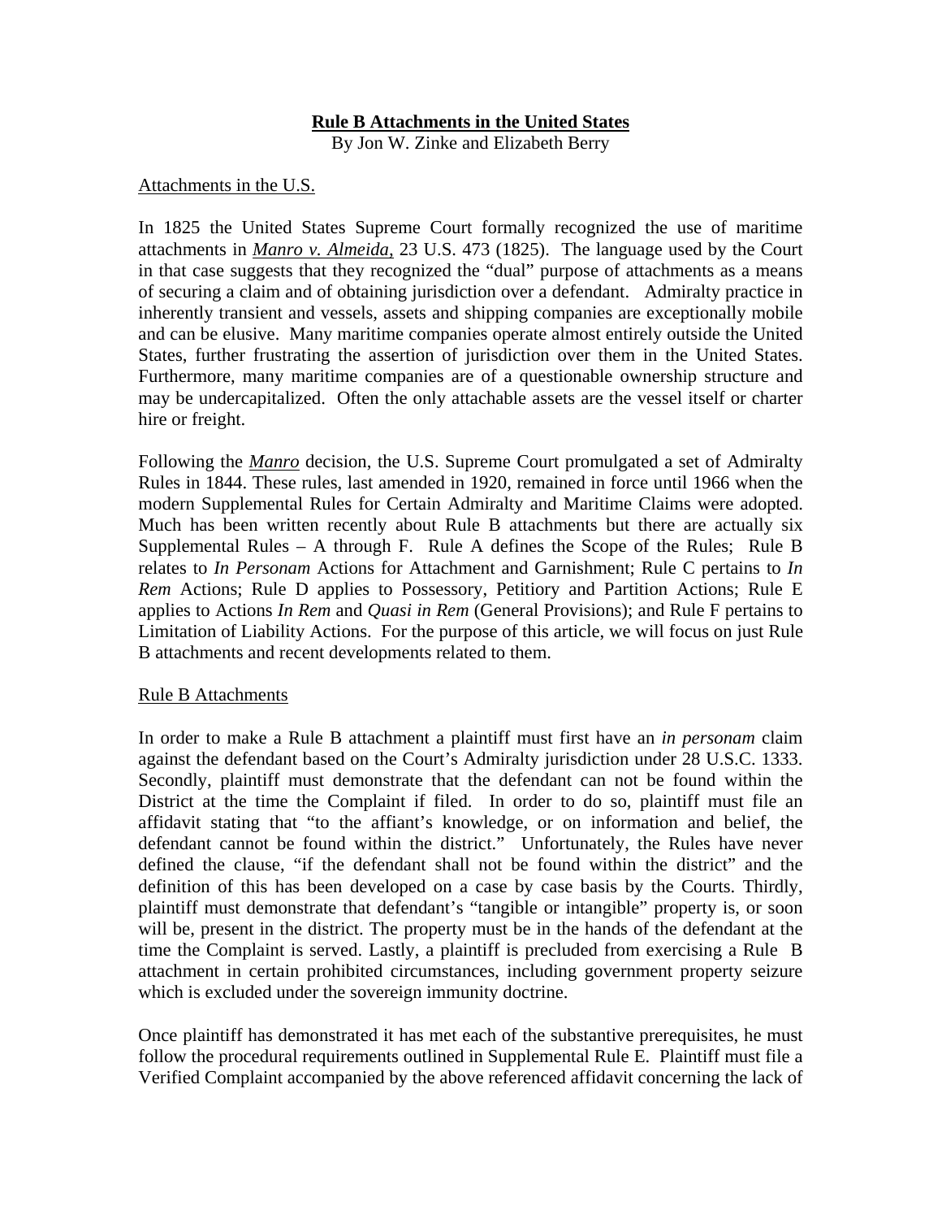**<u>Rule B Attachments in the United States</u>**

By Jon W. Zinke and Elizabeth Berry

<u>Attachments in the U.S.</u>

In 1825 the United States Supreme Court formally recognized the use of maritime attachments in ***<u>Manro v. Almeida</u>***, 23 U.S. 473 (1825). The language used by the Court in that case suggests that they recognized the "dual" purpose of attachments as a means of securing a claim and of obtaining jurisdiction over a defendant. Admiralty practice in inherently transient and vessels, assets and shipping companies are exceptionally mobile and can be elusive. Many maritime companies operate almost entirely outside the United States, further frustrating the assertion of jurisdiction over them in the United States. Furthermore, many maritime companies are of a questionable ownership structure and may be undercapitalized. Often the only attachable assets are the vessel itself or charter hire or freight.

Following the ***<u>Manro</u>*** decision, the U.S. Supreme Court promulgated a set of Admiralty Rules in 1844. These rules, last amended in 1920, remained in force until 1966 when the modern Supplemental Rules for Certain Admiralty and Maritime Claims were adopted. Much has been written recently about Rule B attachments but there are actually six Supplemental Rules – A through F. Rule A defines the Scope of the Rules; Rule B relates to *In Personam* Actions for Attachment and Garnishment; Rule C pertains to *In Rem* Actions; Rule D applies to Possessory, Petitiory and Partition Actions; Rule E applies to Actions *In Rem* and *Quasi in Rem* (General Provisions); and Rule F pertains to Limitation of Liability Actions. For the purpose of this article, we will focus on just Rule B attachments and recent developments related to them.

<u>Rule B Attachments</u>

In order to make a Rule B attachment a plaintiff must first have an *in personam* claim against the defendant based on the Court's Admiralty jurisdiction under 28 U.S.C. 1333. Secondly, plaintiff must demonstrate that the defendant can not be found within the District at the time the Complaint if filed. In order to do so, plaintiff must file an affidavit stating that "to the affiant's knowledge, or on information and belief, the defendant cannot be found within the district." Unfortunately, the Rules have never defined the clause, "if the defendant shall not be found within the district" and the definition of this has been developed on a case by case basis by the Courts. Thirdly, plaintiff must demonstrate that defendant's "tangible or intangible" property is, or soon will be, present in the district. The property must be in the hands of the defendant at the time the Complaint is served. Lastly, a plaintiff is precluded from exercising a Rule B attachment in certain prohibited circumstances, including government property seizure which is excluded under the sovereign immunity doctrine.

Once plaintiff has demonstrated it has met each of the substantive prerequisites, he must follow the procedural requirements outlined in Supplemental Rule E. Plaintiff must file a Verified Complaint accompanied by the above referenced affidavit concerning the lack of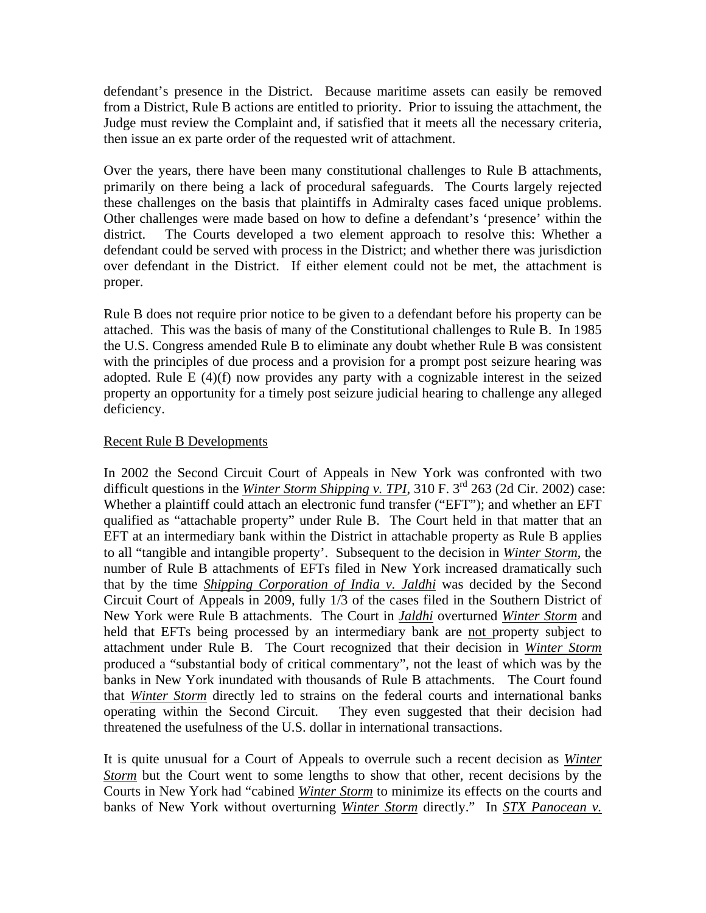defendant's presence in the District. Because maritime assets can easily be removed from a District, Rule B actions are entitled to priority. Prior to issuing the attachment, the Judge must review the Complaint and, if satisfied that it meets all the necessary criteria, then issue an ex parte order of the requested writ of attachment.

Over the years, there have been many constitutional challenges to Rule B attachments, primarily on there being a lack of procedural safeguards. The Courts largely rejected these challenges on the basis that plaintiffs in Admiralty cases faced unique problems. Other challenges were made based on how to define a defendant's 'presence' within the district. The Courts developed a two element approach to resolve this: Whether a defendant could be served with process in the District; and whether there was jurisdiction over defendant in the District. If either element could not be met, the attachment is proper.

Rule B does not require prior notice to be given to a defendant before his property can be attached. This was the basis of many of the Constitutional challenges to Rule B. In 1985 the U.S. Congress amended Rule B to eliminate any doubt whether Rule B was consistent with the principles of due process and a provision for a prompt post seizure hearing was adopted. Rule E (4)(f) now provides any party with a cognizable interest in the seized property an opportunity for a timely post seizure judicial hearing to challenge any alleged deficiency.

Recent Rule B Developments

In 2002 the Second Circuit Court of Appeals in New York was confronted with two difficult questions in the ***Winter Storm Shipping v. TPI***, 310 F. 3rd 263 (2d Cir. 2002) case: Whether a plaintiff could attach an electronic fund transfer ("EFT"); and whether an EFT qualified as "attachable property" under Rule B. The Court held in that matter that an EFT at an intermediary bank within the District in attachable property as Rule B applies to all "tangible and intangible property'. Subsequent to the decision in ***Winter Storm***, the number of Rule B attachments of EFTs filed in New York increased dramatically such that by the time ***Shipping Corporation of India v. Jaldhi*** was decided by the Second Circuit Court of Appeals in 2009, fully 1/3 of the cases filed in the Southern District of New York were Rule B attachments. The Court in ***Jaldhi*** overturned ***Winter Storm*** and held that EFTs being processed by an intermediary bank are not property subject to attachment under Rule B. The Court recognized that their decision in ***Winter Storm*** produced a "substantial body of critical commentary", not the least of which was by the banks in New York inundated with thousands of Rule B attachments. The Court found that ***Winter Storm*** directly led to strains on the federal courts and international banks operating within the Second Circuit. They even suggested that their decision had threatened the usefulness of the U.S. dollar in international transactions.

It is quite unusual for a Court of Appeals to overrule such a recent decision as ***Winter Storm*** but the Court went to some lengths to show that other, recent decisions by the Courts in New York had "cabined ***Winter Storm*** to minimize its effects on the courts and banks of New York without overturning ***Winter Storm*** directly." In ***STX Panocean v.***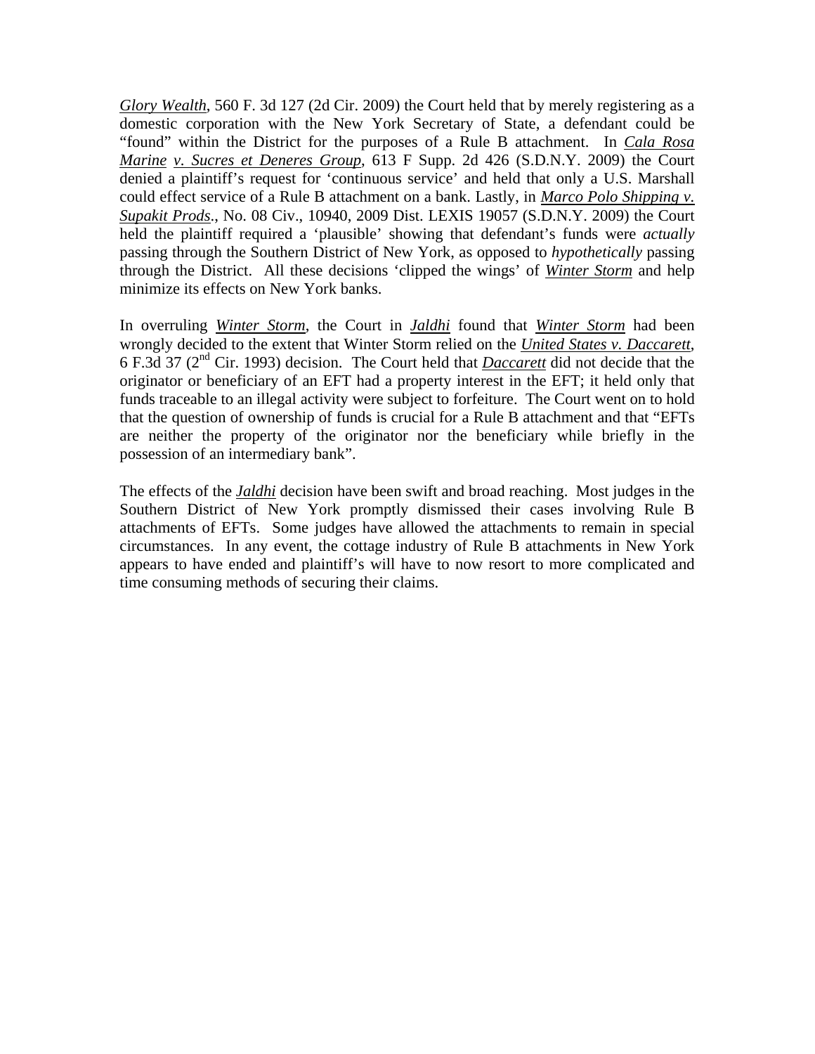*Glory Wealth*, 560 F. 3d 127 (2d Cir. 2009) the Court held that by merely registering as a domestic corporation with the New York Secretary of State, a defendant could be "found" within the District for the purposes of a Rule B attachment. In *Cala Rosa Marine v. Sucres et Deneres Group*, 613 F Supp. 2d 426 (S.D.N.Y. 2009) the Court denied a plaintiff's request for 'continuous service' and held that only a U.S. Marshall could effect service of a Rule B attachment on a bank. Lastly, in *Marco Polo Shipping v. Supakit Prods*., No. 08 Civ., 10940, 2009 Dist. LEXIS 19057 (S.D.N.Y. 2009) the Court held the plaintiff required a 'plausible' showing that defendant's funds were *actually* passing through the Southern District of New York, as opposed to *hypothetically* passing through the District. All these decisions 'clipped the wings' of *Winter Storm* and help minimize its effects on New York banks.

In overruling *Winter Storm*, the Court in *Jaldhi* found that *Winter Storm* had been wrongly decided to the extent that Winter Storm relied on the *United States v. Daccarett*, 6 F.3d 37 (2nd Cir. 1993) decision. The Court held that *Daccarett* did not decide that the originator or beneficiary of an EFT had a property interest in the EFT; it held only that funds traceable to an illegal activity were subject to forfeiture. The Court went on to hold that the question of ownership of funds is crucial for a Rule B attachment and that "EFTs are neither the property of the originator nor the beneficiary while briefly in the possession of an intermediary bank".

The effects of the *Jaldhi* decision have been swift and broad reaching. Most judges in the Southern District of New York promptly dismissed their cases involving Rule B attachments of EFTs. Some judges have allowed the attachments to remain in special circumstances. In any event, the cottage industry of Rule B attachments in New York appears to have ended and plaintiff's will have to now resort to more complicated and time consuming methods of securing their claims.